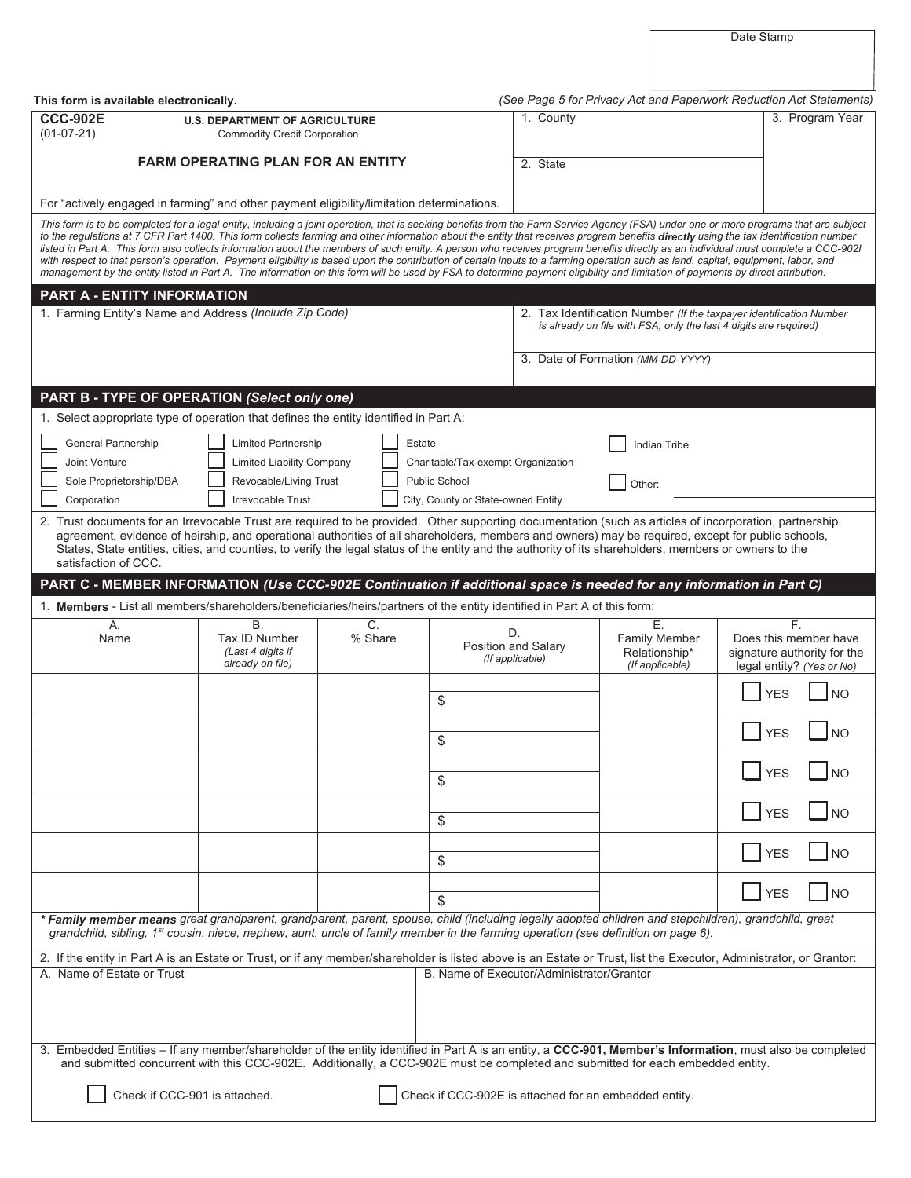Date Stamp

This form is available electronically.

*(See Page 5 for Privacy Act and Paperwork Reduction Act Statements)*

**CCC-902E**
(01-07-21)

**U.S. DEPARTMENT OF AGRICULTURE**
Commodity Credit Corporation

# FARM OPERATING PLAN FOR AN ENTITY

For "actively engaged in farming" and other payment eligibility/limitation determinations.

| 1. County | 3. Program Year |
|---|---|
| 2. State | |

*This form is to be completed for a legal entity, including a joint operation, that is seeking benefits from the Farm Service Agency (FSA) under one or more programs that are subject to the regulations at 7 CFR Part 1400. This form collects farming and other information about the entity that receives program benefits **directly** using the tax identification number listed in Part A. This form also collects information about the members of such entity. A person who receives program benefits directly as an individual must complete a CCC-902I with respect to that person's operation. Payment eligibility is based upon the contribution of certain inputs to a farming operation such as land, capital, equipment, labor, and management by the entity listed in Part A. The information on this form will be used by FSA to determine payment eligibility and limitation of payments by direct attribution.*

## PART A - ENTITY INFORMATION

1. Farming Entity's Name and Address *(Include Zip Code)*

2. Tax Identification Number *(If the taxpayer identification Number is already on file with FSA, only the last 4 digits are required)*

3. Date of Formation *(MM-DD-YYYY)*

## PART B - TYPE OF OPERATION *(Select only one)*

1. Select appropriate type of operation that defines the entity identified in Part A:

- ☐ General Partnership
- ☐ Joint Venture
- ☐ Sole Proprietorship/DBA
- ☐ Corporation
- ☐ Limited Partnership
- ☐ Limited Liability Company
- ☐ Revocable/Living Trust
- ☐ Irrevocable Trust
- ☐ Estate
- ☐ Charitable/Tax-exempt Organization
- ☐ Public School
- ☐ City, County or State-owned Entity
- ☐ Indian Tribe
- ☐ Other: ____________

2. Trust documents for an Irrevocable Trust are required to be provided. Other supporting documentation (such as articles of incorporation, partnership agreement, evidence of heirship, and operational authorities of all shareholders, members and owners) may be required, except for public schools, States, State entities, cities, and counties, to verify the legal status of the entity and the authority of its shareholders, members or owners to the satisfaction of CCC.

## PART C - MEMBER INFORMATION *(Use CCC-902E Continuation if additional space is needed for any information in Part C)*

1. **Members** - List all members/shareholders/beneficiaries/heirs/partners of the entity identified in Part A of this form:

| A. Name | B. Tax ID Number *(Last 4 digits if already on file)* | C. % Share | D. Position and Salary *(If applicable)* | E. Family Member Relationship* *(If applicable)* | F. Does this member have signature authority for the legal entity? *(Yes or No)* |
|---|---|---|---|---|---|
| | | | $ | | ☐ YES ☐ NO |
| | | | $ | | ☐ YES ☐ NO |
| | | | $ | | ☐ YES ☐ NO |
| | | | $ | | ☐ YES ☐ NO |
| | | | $ | | ☐ YES ☐ NO |
| | | | $ | | ☐ YES ☐ NO |

***Family member means** great grandparent, grandparent, parent, spouse, child (including legally adopted children and stepchildren), grandchild, great grandchild, sibling, 1st cousin, niece, nephew, aunt, uncle of family member in the farming operation (see definition on page 6).*

2. If the entity in Part A is an Estate or Trust, or if any member/shareholder is listed above is an Estate or Trust, list the Executor, Administrator, or Grantor:

| A. Name of Estate or Trust | B. Name of Executor/Administrator/Grantor |
|---|---|
| | |

3. Embedded Entities – If any member/shareholder of the entity identified in Part A is an entity, a **CCC-901, Member's Information**, must also be completed and submitted concurrent with this CCC-902E. Additionally, a CCC-902E must be completed and submitted for each embedded entity.

☐ Check if CCC-901 is attached.

☐ Check if CCC-902E is attached for an embedded entity.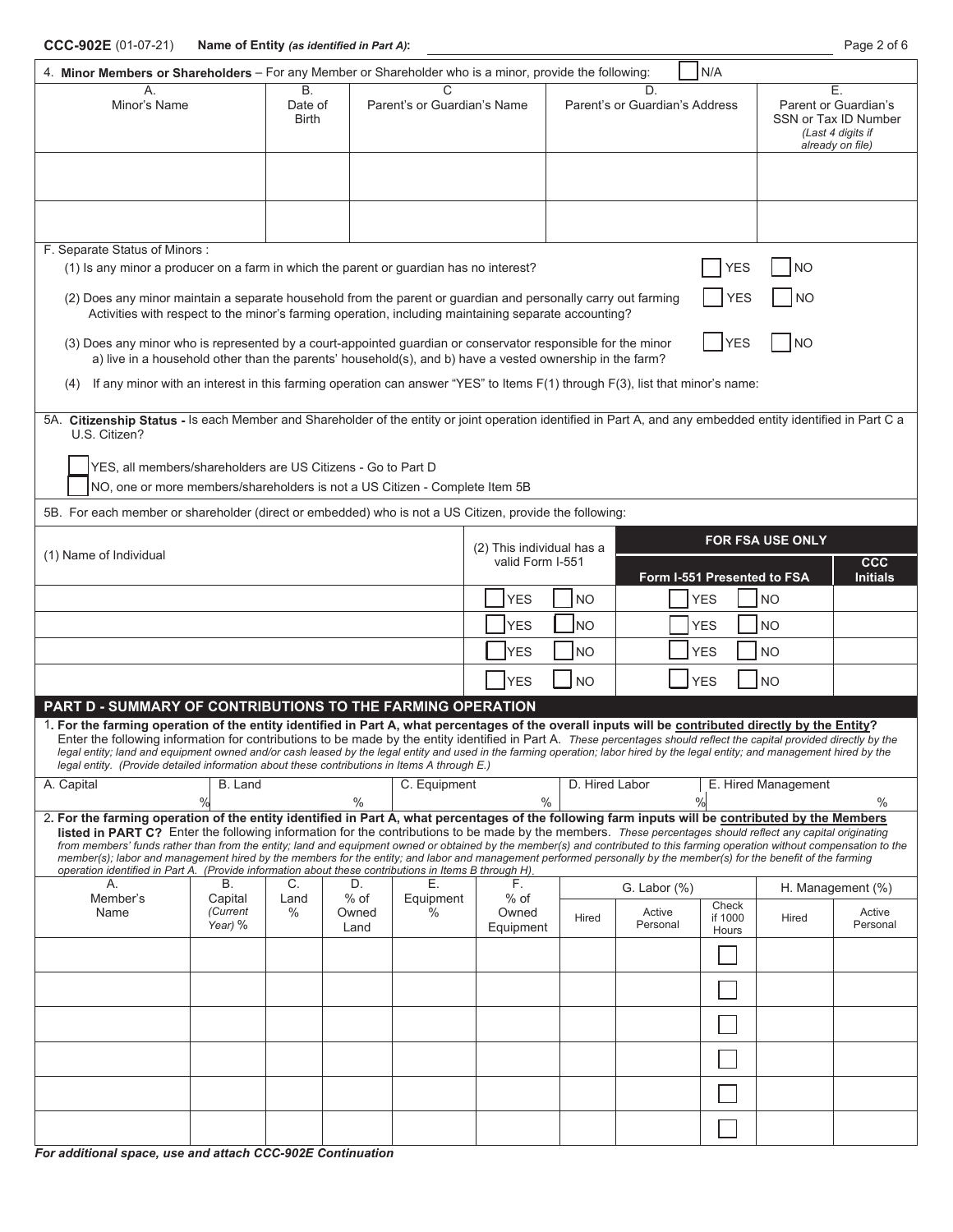**CCC-902E** (01-07-21) **Name of Entity** *(as identified in Part A)*:

4. **Minor Members or Shareholders** – For any Member or Shareholder who is a minor, provide the following: ☐ N/A

| A. Minor's Name | B. Date of Birth | C Parent's or Guardian's Name | D. Parent's or Guardian's Address | E. Parent or Guardian's SSN or Tax ID Number *(Last 4 digits if already on file)* |
|---|---|---|---|---|
| | | | | |
| | | | | |

F. Separate Status of Minors :

(1) Is any minor a producer on a farm in which the parent or guardian has no interest? ☐ YES ☐ NO

(2) Does any minor maintain a separate household from the parent or guardian and personally carry out farming Activities with respect to the minor's farming operation, including maintaining separate accounting? ☐ YES ☐ NO

(3) Does any minor who is represented by a court-appointed guardian or conservator responsible for the minor a) live in a household other than the parents' household(s), and b) have a vested ownership in the farm? ☐ YES ☐ NO

(4) If any minor with an interest in this farming operation can answer "YES" to Items F(1) through F(3), list that minor's name:

5A. **Citizenship Status -** Is each Member and Shareholder of the entity or joint operation identified in Part A, and any embedded entity identified in Part C a U.S. Citizen?

☐ YES, all members/shareholders are US Citizens - Go to Part D

☐ NO, one or more members/shareholders is not a US Citizen - Complete Item 5B

5B. For each member or shareholder (direct or embedded) who is not a US Citizen, provide the following:

| (1) Name of Individual | (2) This individual has a valid Form I-551 | FOR FSA USE ONLY: Form I-551 Presented to FSA | FOR FSA USE ONLY: CCC Initials |
|---|---|---|---|
| | ☐ YES ☐ NO | ☐ YES ☐ NO | |
| | ☐ YES ☐ NO | ☐ YES ☐ NO | |
| | ☐ YES ☐ NO | ☐ YES ☐ NO | |
| | ☐ YES ☐ NO | ☐ YES ☐ NO | |

## PART D - SUMMARY OF CONTRIBUTIONS TO THE FARMING OPERATION

1**. For the farming operation of the entity identified in Part A, what percentages of the overall inputs will be contributed directly by the Entity?** Enter the following information for contributions to be made by the entity identified in Part A. *These percentages should reflect the capital provided directly by the legal entity; land and equipment owned and/or cash leased by the legal entity and used in the farming operation; labor hired by the legal entity; and management hired by the legal entity. (Provide detailed information about these contributions in Items A through E.)*

| A. Capital | B. Land | C. Equipment | D. Hired Labor | E. Hired Management |
|---|---|---|---|---|
| % | % | % | % | % |

2**. For the farming operation of the entity identified in Part A, what percentages of the following farm inputs will be contributed by the Members listed in PART C?** Enter the following information for the contributions to be made by the members. *These percentages should reflect any capital originating from members' funds rather than from the entity; land and equipment owned or obtained by the member(s) and contributed to this farming operation without compensation to the member(s); labor and management hired by the members for the entity; and labor and management performed personally by the member(s) for the benefit of the farming operation identified in Part A. (Provide information about these contributions in Items B through H).*

| A. Member's Name | B. Capital *(Current Year)* % | C. Land % | D. % of Owned Land | E. Equipment % | F. % of Owned Equipment | G. Labor (%) Hired | G. Labor (%) Active Personal | G. Labor (%) Check if 1000 Hours | H. Management (%) Hired | H. Management (%) Active Personal |
|---|---|---|---|---|---|---|---|---|---|---|
| | | | | | | | | ☐ | | |
| | | | | | | | | ☐ | | |
| | | | | | | | | ☐ | | |
| | | | | | | | | ☐ | | |
| | | | | | | | | ☐ | | |
| | | | | | | | | ☐ | | |

***For additional space, use and attach CCC-902E Continuation***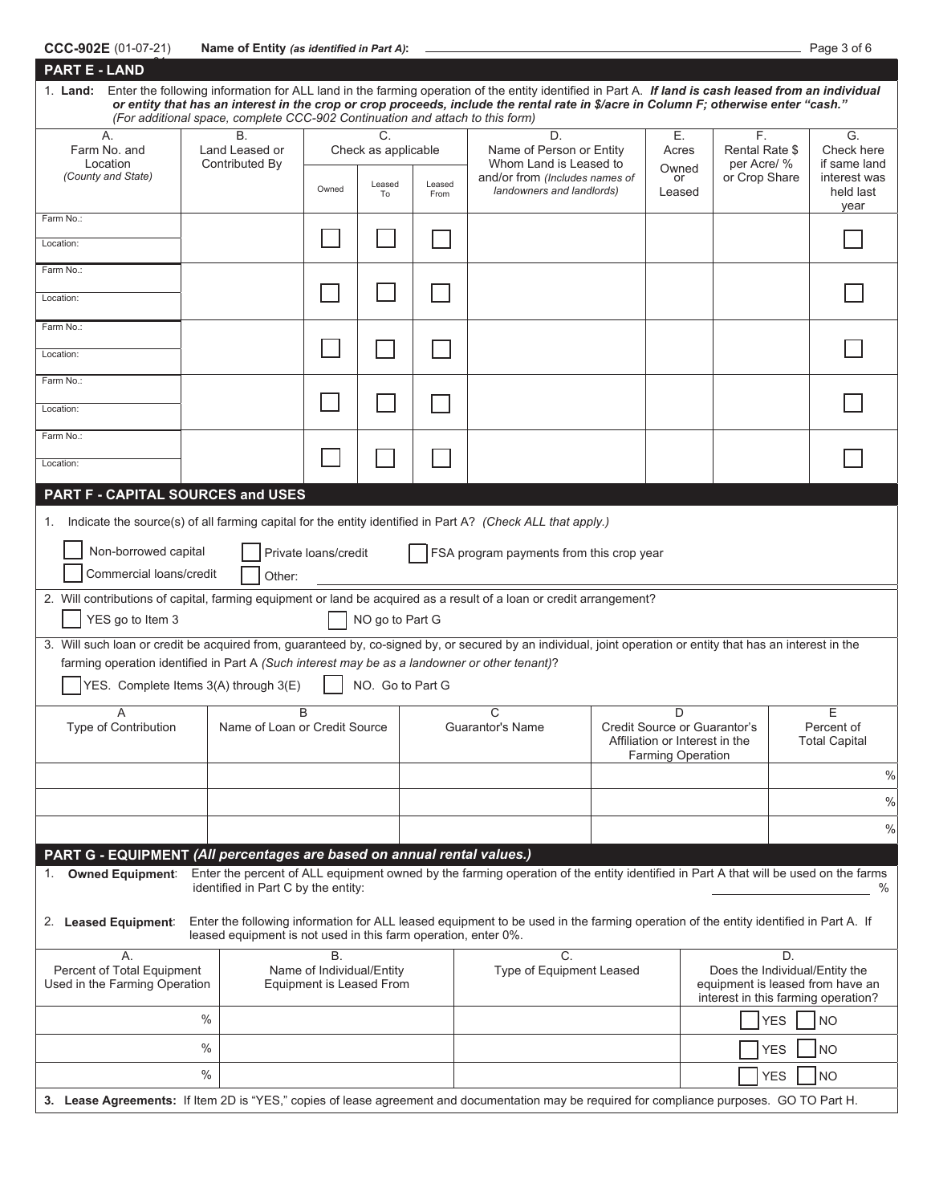CCC-902E (01-07-21) **Name of Entity** *(as identified in Part A)*: ______

## PART E - LAND

1. **Land:** Enter the following information for ALL land in the farming operation of the entity identified in Part A. ***If land is cash leased from an individual or entity that has an interest in the crop or crop proceeds, include the rental rate in $/acre in Column F; otherwise enter "cash."*** *(For additional space, complete CCC-902 Continuation and attach to this form)*

| A. Farm No. and Location *(County and State)* | B. Land Leased or Contributed By | C. Check as applicable | | | D. Name of Person or Entity Whom Land is Leased to and/or from *(Includes names of landowners and landlords)* | E. Acres Owned or Leased | F. Rental Rate $ per Acre/ % or Crop Share | G. Check here if same land interest was held last year |
|---|---|---|---|---|---|---|---|---|
| | | Owned | Leased To | Leased From | | | | |
| Farm No.: <br> Location: | | ☐ | ☐ | ☐ | | | | ☐ |
| Farm No.: <br> Location: | | ☐ | ☐ | ☐ | | | | ☐ |
| Farm No.: <br> Location: | | ☐ | ☐ | ☐ | | | | ☐ |
| Farm No.: <br> Location: | | ☐ | ☐ | ☐ | | | | ☐ |
| Farm No.: <br> Location: | | ☐ | ☐ | ☐ | | | | ☐ |

## PART F - CAPITAL SOURCES and USES

1. Indicate the source(s) of all farming capital for the entity identified in Part A? *(Check ALL that apply.)*

☐ Non-borrowed capital ☐ Private loans/credit ☐ FSA program payments from this crop year

☐ Commercial loans/credit ☐ Other: ______

2. Will contributions of capital, farming equipment or land be acquired as a result of a loan or credit arrangement?

☐ YES go to Item 3 ☐ NO go to Part G

3. Will such loan or credit be acquired from, guaranteed by, co-signed by, or secured by an individual, joint operation or entity that has an interest in the farming operation identified in Part A *(Such interest may be as a landowner or other tenant)*?

☐ YES. Complete Items 3(A) through 3(E) ☐ NO. Go to Part G

| A Type of Contribution | B Name of Loan or Credit Source | C Guarantor's Name | D Credit Source or Guarantor's Affiliation or Interest in the Farming Operation | E Percent of Total Capital |
|---|---|---|---|---|
| | | | | % |
| | | | | % |
| | | | | % |

## PART G - EQUIPMENT *(All percentages are based on annual rental values.)*

1. **Owned Equipment**: Enter the percent of ALL equipment owned by the farming operation of the entity identified in Part A that will be used on the farms identified in Part C by the entity: ______ %

2. **Leased Equipment**: Enter the following information for ALL leased equipment to be used in the farming operation of the entity identified in Part A. If leased equipment is not used in this farm operation, enter 0%.

| A. Percent of Total Equipment Used in the Farming Operation | B. Name of Individual/Entity Equipment is Leased From | C. Type of Equipment Leased | D. Does the Individual/Entity the equipment is leased from have an interest in this farming operation? |
|---|---|---|---|
| % | | | ☐ YES ☐ NO |
| % | | | ☐ YES ☐ NO |
| % | | | ☐ YES ☐ NO |

3. **Lease Agreements:** If Item 2D is "YES," copies of lease agreement and documentation may be required for compliance purposes. GO TO Part H.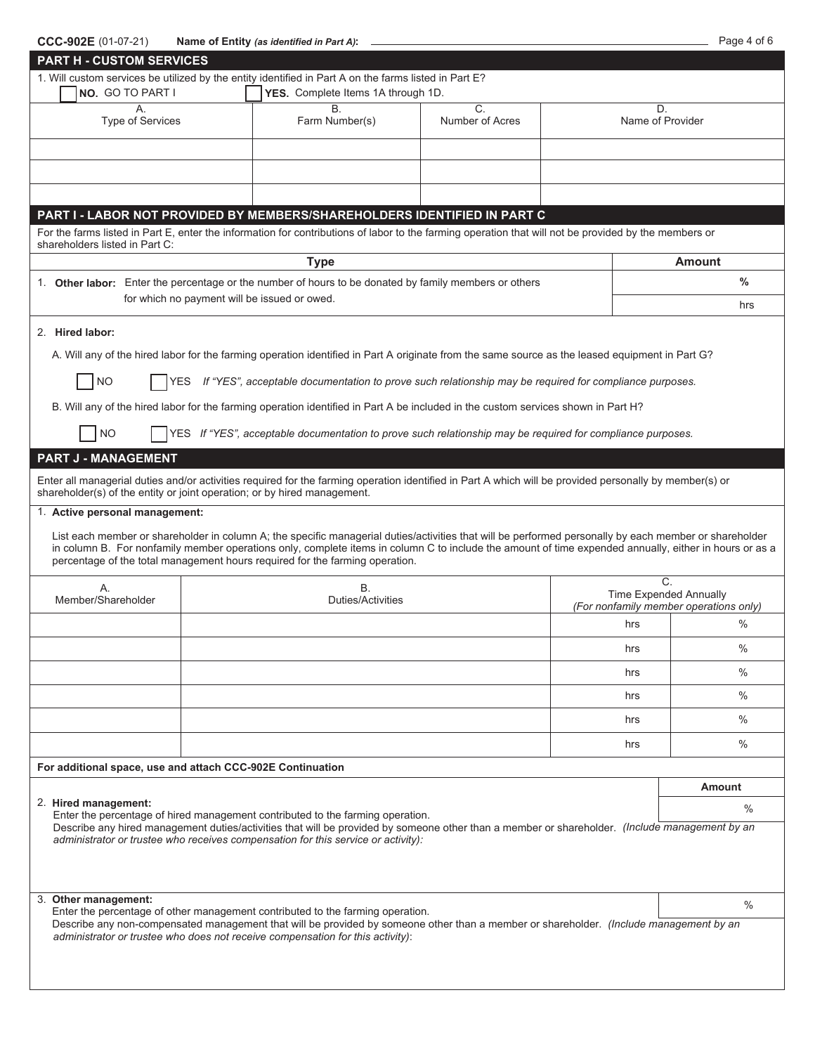CCC-902E (01-07-21) **Name of Entity** *(as identified in Part A)*: \_\_\_\_\_\_\_\_\_\_\_\_\_\_\_\_

## PART H - CUSTOM SERVICES

1. Will custom services be utilized by the entity identified in Part A on the farms listed in Part E?

☐ **NO.** GO TO PART I ☐ **YES.** Complete Items 1A through 1D.

| A. Type of Services | B. Farm Number(s) | C. Number of Acres | D. Name of Provider |
|---|---|---|---|
| | | | |
| | | | |
| | | | |

## PART I - LABOR NOT PROVIDED BY MEMBERS/SHAREHOLDERS IDENTIFIED IN PART C

For the farms listed in Part E, enter the information for contributions of labor to the farming operation that will not be provided by the members or shareholders listed in Part C:

| Type | Amount |
|---|---|
| 1. **Other labor:** Enter the percentage or the number of hours to be donated by family members or others for which no payment will be issued or owed. | % |
| | hrs |

2. **Hired labor:**

A. Will any of the hired labor for the farming operation identified in Part A originate from the same source as the leased equipment in Part G?

☐ NO ☐ YES *If "YES", acceptable documentation to prove such relationship may be required for compliance purposes.*

B. Will any of the hired labor for the farming operation identified in Part A be included in the custom services shown in Part H?

☐ NO ☐ YES *If "YES", acceptable documentation to prove such relationship may be required for compliance purposes.*

## PART J - MANAGEMENT

Enter all managerial duties and/or activities required for the farming operation identified in Part A which will be provided personally by member(s) or shareholder(s) of the entity or joint operation; or by hired management.

1. **Active personal management:**

List each member or shareholder in column A; the specific managerial duties/activities that will be performed personally by each member or shareholder in column B. For nonfamily member operations only, complete items in column C to include the amount of time expended annually, either in hours or as a percentage of the total management hours required for the farming operation.

| A. Member/Shareholder | B. Duties/Activities | C. Time Expended Annually *(For nonfamily member operations only)* | |
|---|---|---|---|
| | | hrs | % |
| | | hrs | % |
| | | hrs | % |
| | | hrs | % |
| | | hrs | % |
| | | hrs | % |

**For additional space, use and attach CCC-902E Continuation**

| | Amount |
|---|---|
| 2. **Hired management:** Enter the percentage of hired management contributed to the farming operation. | % |

Describe any hired management duties/activities that will be provided by someone other than a member or shareholder. *(Include management by an administrator or trustee who receives compensation for this service or activity):*

| | |
|---|---|
| 3. **Other management:** Enter the percentage of other management contributed to the farming operation. | % |

Describe any non-compensated management that will be provided by someone other than a member or shareholder. *(Include management by an administrator or trustee who does not receive compensation for this activity)*: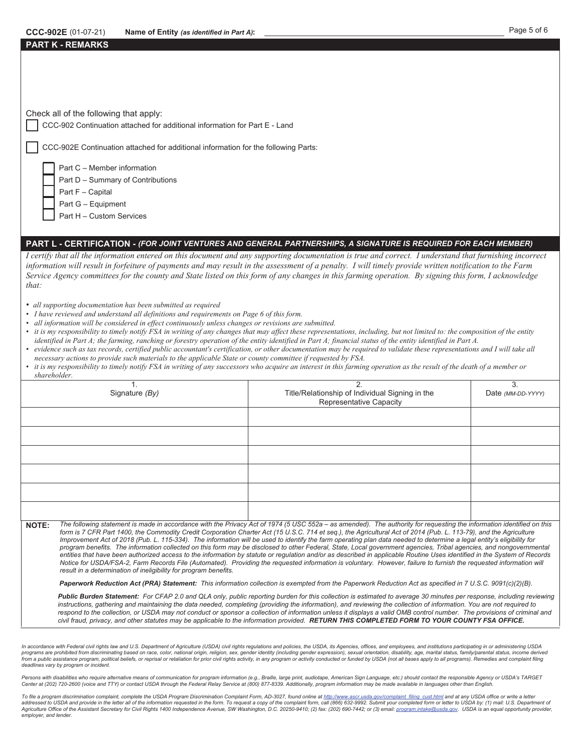**Name of Entity** *(as identified in Part A)*: ______________________

## PART K - REMARKS

Check all of the following that apply:

- ☐ CCC-902 Continuation attached for additional information for Part E - Land
- ☐ CCC-902E Continuation attached for additional information for the following Parts:
  - ☐ Part C – Member information
  - ☐ Part D – Summary of Contributions
  - ☐ Part F – Capital
  - ☐ Part G – Equipment
  - ☐ Part H – Custom Services

## PART L - CERTIFICATION - *(FOR JOINT VENTURES AND GENERAL PARTNERSHIPS, A SIGNATURE IS REQUIRED FOR EACH MEMBER)*

*I certify that all the information entered on this document and any supporting documentation is true and correct. I understand that furnishing incorrect information will result in forfeiture of payments and may result in the assessment of a penalty. I will timely provide written notification to the Farm Service Agency committees for the county and State listed on this form of any changes in this farming operation. By signing this form, I acknowledge that:*

- *all supporting documentation has been submitted as required*
- *I have reviewed and understand all definitions and requirements on Page 6 of this form.*
- *all information will be considered in effect continuously unless changes or revisions are submitted.*
- *it is my responsibility to timely notify FSA in writing of any changes that may affect these representations, including, but not limited to: the composition of the entity identified in Part A; the farming, ranching or forestry operation of the entity identified in Part A; financial status of the entity identified in Part A.*
- *evidence such as tax records, certified public accountant's certification, or other documentation may be required to validate these representations and I will take all necessary actions to provide such materials to the applicable State or county committee if requested by FSA.*
- *it is my responsibility to timely notify FSA in writing of any successors who acquire an interest in this farming operation as the result of the death of a member or shareholder.*

| 1. Signature *(By)* | 2. Title/Relationship of Individual Signing in the Representative Capacity | 3. Date *(MM-DD-YYYY)* |
|---|---|---|
| | | |
| | | |
| | | |
| | | |
| | | |
| | | |

**NOTE:** *The following statement is made in accordance with the Privacy Act of 1974 (5 USC 552a – as amended). The authority for requesting the information identified on this form is 7 CFR Part 1400, the Commodity Credit Corporation Charter Act (15 U.S.C. 714 et seq.), the Agricultural Act of 2014 (Pub. L. 113-79), and the Agriculture Improvement Act of 2018 (Pub. L. 115-334). The information will be used to identify the farm operating plan data needed to determine a legal entity's eligibility for program benefits. The information collected on this form may be disclosed to other Federal, State, Local government agencies, Tribal agencies, and nongovernmental entities that have been authorized access to the information by statute or regulation and/or as described in applicable Routine Uses identified in the System of Records Notice for USDA/FSA-2, Farm Records File (Automated). Providing the requested information is voluntary. However, failure to furnish the requested information will result in a determination of ineligibility for program benefits.*

***Paperwork Reduction Act (PRA) Statement:*** *This information collection is exempted from the Paperwork Reduction Act as specified in 7 U.S.C. 9091(c)(2)(B).*

***Public Burden Statement:*** *For CFAP 2.0 and QLA only, public reporting burden for this collection is estimated to average 30 minutes per response, including reviewing instructions, gathering and maintaining the data needed, completing (providing the information), and reviewing the collection of information. You are not required to respond to the collection, or USDA may not conduct or sponsor a collection of information unless it displays a valid OMB control number. The provisions of criminal and civil fraud, privacy, and other statutes may be applicable to the information provided.* ***RETURN THIS COMPLETED FORM TO YOUR COUNTY FSA OFFICE.***

*In accordance with Federal civil rights law and U.S. Department of Agriculture (USDA) civil rights regulations and policies, the USDA, its Agencies, offices, and employees, and institutions participating in or administering USDA programs are prohibited from discriminating based on race, color, national origin, religion, sex, gender identity (including gender expression), sexual orientation, disability, age, marital status, family/parental status, income derived from a public assistance program, political beliefs, or reprisal or retaliation for prior civil rights activity, in any program or activity conducted or funded by USDA (not all bases apply to all programs). Remedies and complaint filing deadlines vary by program or incident.*

*Persons with disabilities who require alternative means of communication for program information (e.g., Braille, large print, audiotape, American Sign Language, etc.) should contact the responsible Agency or USDA's TARGET Center at (202) 720-2600 (voice and TTY) or contact USDA through the Federal Relay Service at (800) 877-8339. Additionally, program information may be made available in languages other than English.*

*To file a program discrimination complaint, complete the USDA Program Discrimination Complaint Form, AD-3027, found online at http://www.ascr.usda.gov/complaint_filing_cust.html and at any USDA office or write a letter addressed to USDA and provide in the letter all of the information requested in the form. To request a copy of the complaint form, call (866) 632-9992. Submit your completed form or letter to USDA by: (1) mail: U.S. Department of Agriculture Office of the Assistant Secretary for Civil Rights 1400 Independence Avenue, SW Washington, D.C. 20250-9410; (2) fax: (202) 690-7442; or (3) email: program.intake@usda.gov. USDA is an equal opportunity provider, employer, and lender.*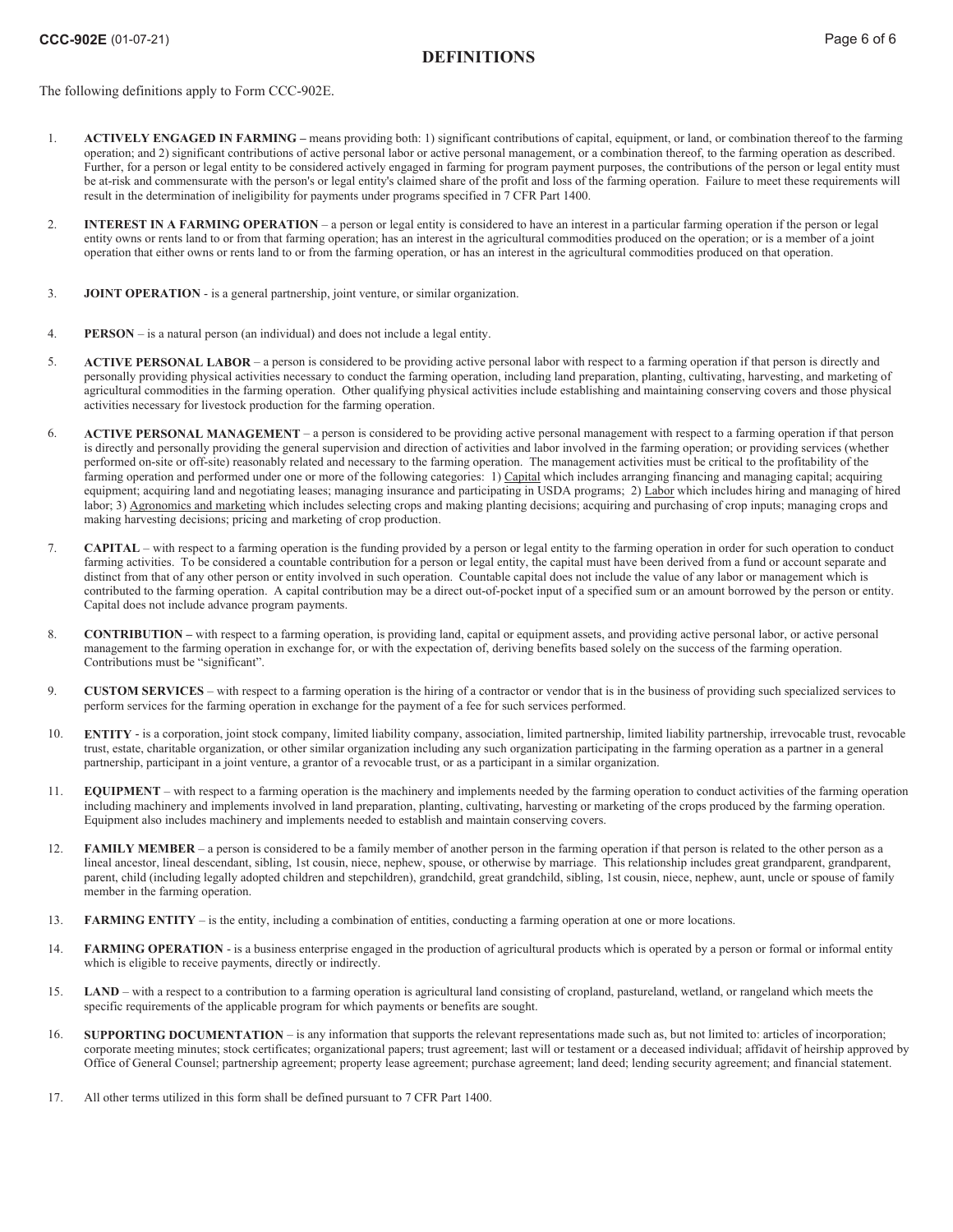# DEFINITIONS

The following definitions apply to Form CCC-902E.

1. **ACTIVELY ENGAGED IN FARMING –** means providing both: 1) significant contributions of capital, equipment, or land, or combination thereof to the farming operation; and 2) significant contributions of active personal labor or active personal management, or a combination thereof, to the farming operation as described. Further, for a person or legal entity to be considered actively engaged in farming for program payment purposes, the contributions of the person or legal entity must be at-risk and commensurate with the person's or legal entity's claimed share of the profit and loss of the farming operation. Failure to meet these requirements will result in the determination of ineligibility for payments under programs specified in 7 CFR Part 1400.

2. **INTEREST IN A FARMING OPERATION** – a person or legal entity is considered to have an interest in a particular farming operation if the person or legal entity owns or rents land to or from that farming operation; has an interest in the agricultural commodities produced on the operation; or is a member of a joint operation that either owns or rents land to or from the farming operation, or has an interest in the agricultural commodities produced on that operation.

3. **JOINT OPERATION** - is a general partnership, joint venture, or similar organization.

4. **PERSON** – is a natural person (an individual) and does not include a legal entity.

5. **ACTIVE PERSONAL LABOR** – a person is considered to be providing active personal labor with respect to a farming operation if that person is directly and personally providing physical activities necessary to conduct the farming operation, including land preparation, planting, cultivating, harvesting, and marketing of agricultural commodities in the farming operation. Other qualifying physical activities include establishing and maintaining conserving covers and those physical activities necessary for livestock production for the farming operation.

6. **ACTIVE PERSONAL MANAGEMENT** – a person is considered to be providing active personal management with respect to a farming operation if that person is directly and personally providing the general supervision and direction of activities and labor involved in the farming operation; or providing services (whether performed on-site or off-site) reasonably related and necessary to the farming operation. The management activities must be critical to the profitability of the farming operation and performed under one or more of the following categories: 1) Capital which includes arranging financing and managing capital; acquiring equipment; acquiring land and negotiating leases; managing insurance and participating in USDA programs; 2) Labor which includes hiring and managing of hired labor; 3) Agronomics and marketing which includes selecting crops and making planting decisions; acquiring and purchasing of crop inputs; managing crops and making harvesting decisions; pricing and marketing of crop production.

7. **CAPITAL** – with respect to a farming operation is the funding provided by a person or legal entity to the farming operation in order for such operation to conduct farming activities. To be considered a countable contribution for a person or legal entity, the capital must have been derived from a fund or account separate and distinct from that of any other person or entity involved in such operation. Countable capital does not include the value of any labor or management which is contributed to the farming operation. A capital contribution may be a direct out-of-pocket input of a specified sum or an amount borrowed by the person or entity. Capital does not include advance program payments.

8. **CONTRIBUTION –** with respect to a farming operation, is providing land, capital or equipment assets, and providing active personal labor, or active personal management to the farming operation in exchange for, or with the expectation of, deriving benefits based solely on the success of the farming operation. Contributions must be "significant".

9. **CUSTOM SERVICES** – with respect to a farming operation is the hiring of a contractor or vendor that is in the business of providing such specialized services to perform services for the farming operation in exchange for the payment of a fee for such services performed.

10. **ENTITY** - is a corporation, joint stock company, limited liability company, association, limited partnership, limited liability partnership, irrevocable trust, revocable trust, estate, charitable organization, or other similar organization including any such organization participating in the farming operation as a partner in a general partnership, participant in a joint venture, a grantor of a revocable trust, or as a participant in a similar organization.

11. **EQUIPMENT** – with respect to a farming operation is the machinery and implements needed by the farming operation to conduct activities of the farming operation including machinery and implements involved in land preparation, planting, cultivating, harvesting or marketing of the crops produced by the farming operation. Equipment also includes machinery and implements needed to establish and maintain conserving covers.

12. **FAMILY MEMBER** – a person is considered to be a family member of another person in the farming operation if that person is related to the other person as a lineal ancestor, lineal descendant, sibling, 1st cousin, niece, nephew, spouse, or otherwise by marriage. This relationship includes great grandparent, grandparent, parent, child (including legally adopted children and stepchildren), grandchild, great grandchild, sibling, 1st cousin, niece, nephew, aunt, uncle or spouse of family member in the farming operation.

13. **FARMING ENTITY** – is the entity, including a combination of entities, conducting a farming operation at one or more locations.

14. **FARMING OPERATION** - is a business enterprise engaged in the production of agricultural products which is operated by a person or formal or informal entity which is eligible to receive payments, directly or indirectly.

15. **LAND** – with a respect to a contribution to a farming operation is agricultural land consisting of cropland, pastureland, wetland, or rangeland which meets the specific requirements of the applicable program for which payments or benefits are sought.

16. **SUPPORTING DOCUMENTATION** – is any information that supports the relevant representations made such as, but not limited to: articles of incorporation; corporate meeting minutes; stock certificates; organizational papers; trust agreement; last will or testament or a deceased individual; affidavit of heirship approved by Office of General Counsel; partnership agreement; property lease agreement; purchase agreement; land deed; lending security agreement; and financial statement.

17. All other terms utilized in this form shall be defined pursuant to 7 CFR Part 1400.